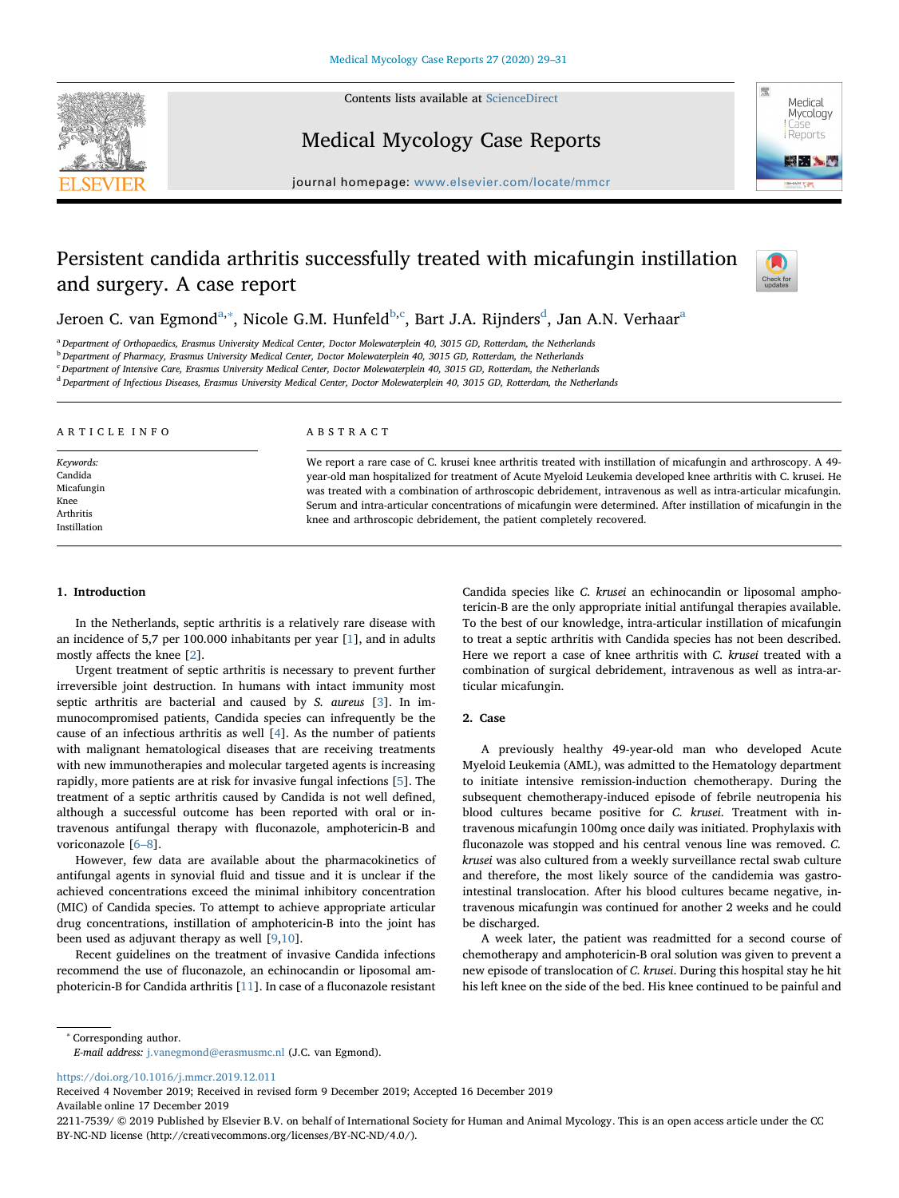# Persistent candida arthritis successfully treated with micafungin instillation and surgery. A case report

Jeroen C. van Egmond[a,*], Nicole G.M. Hunfeld[b,c], Bart J.A. Rijnders[d], Jan A.N. Verhaar[a]

[a] Department of Orthopaedics, Erasmus University Medical Center, Doctor Molewaterplein 40, 3015 GD, Rotterdam, the Netherlands
[b] Department of Pharmacy, Erasmus University Medical Center, Doctor Molewaterplein 40, 3015 GD, Rotterdam, the Netherlands
[c] Department of Intensive Care, Erasmus University Medical Center, Doctor Molewaterplein 40, 3015 GD, Rotterdam, the Netherlands
[d] Department of Infectious Diseases, Erasmus University Medical Center, Doctor Molewaterplein 40, 3015 GD, Rotterdam, the Netherlands

## ARTICLE INFO

*Keywords:*
Candida
Micafungin
Knee
Arthritis
Instillation

## ABSTRACT

We report a rare case of C. krusei knee arthritis treated with instillation of micafungin and arthroscopy. A 49-year-old man hospitalized for treatment of Acute Myeloid Leukemia (AML), developed knee arthritis with C. krusei. He was treated with a combination of arthroscopic debridement, intravenous as well as intra-articular micafungin. Serum and intra-articular concentrations of micafungin were determined. After instillation of micafungin in the knee and arthroscopic debridement, the patient completely recovered.

## 1. Introduction

In the Netherlands, septic arthritis is a relatively rare disease with an incidence of 5,7 per 100.000 inhabitants per year [1], and in adults mostly affects the knee [2].

Urgent treatment of septic arthritis is necessary to prevent further irreversible joint destruction. In humans with intact immunity most septic arthritis are bacterial and caused by *S. aureus* [3]. In immunocompromised patients, Candida species can infrequently be the cause of an infectious arthritis as well [4]. As the number of patients with malignant hematological diseases that are receiving treatments with new immunotherapies and molecular targeted agents is increasing rapidly, more patients are at risk for invasive fungal infections [5]. The treatment of a septic arthritis caused by Candida is not well defined, although a successful outcome has been reported with oral or intravenous antifungal therapy with fluconazole, amphotericin-B and voriconazole [6–8].

However, few data are available about the pharmacokinetics of antifungal agents in synovial fluid and tissue and it is unclear if the achieved concentrations exceed the minimal inhibitory concentration (MIC) of Candida species. To attempt to achieve appropriate articular drug concentrations, instillation of amphotericin-B into the joint has been used as adjuvant therapy as well [9,10].

Recent guidelines on the treatment of invasive Candida infections recommend the use of fluconazole, an echinocandin or liposomal amphotericin-B for Candida arthritis [11]. In case of a fluconazole resistant Candida species like *C. krusei* an echinocandin or liposomal amphotericin-B are the only appropriate initial antifungal therapies available. To the best of our knowledge, intra-articular instillation of micafungin to treat a septic arthritis with Candida species has not been described. Here we report a case of knee arthritis with *C. krusei* treated with a combination of surgical debridement, intravenous as well as intra-articular micafungin.

## 2. Case

A previously healthy 49-year-old man who developed Acute Myeloid Leukemia (AML), was admitted to the Hematology department to initiate intensive remission-induction chemotherapy. During the subsequent chemotherapy-induced episode of febrile neutropenia his blood cultures became positive for *C. krusei*. Treatment with intravenous micafungin 100mg once daily was initiated. Prophylaxis with fluconazole was stopped and his central venous line was removed. *C. krusei* was also cultured from a weekly surveillance rectal swab culture and therefore, the most likely source of the candidemia was gastro-intestinal translocation. After his blood cultures became negative, intravenous micafungin was continued for another 2 weeks and he could be discharged.

A week later, the patient was readmitted for a second course of chemotherapy and amphotericin-B oral solution was given to prevent a new episode of translocation of *C. krusei*. During this hospital stay he hit his left knee on the side of the bed. His knee continued to be painful and

* Corresponding author.
*E-mail address:* j.vanegmond@erasmusmc.nl (J.C. van Egmond).

https://doi.org/10.1016/j.mmcr.2019.12.011
Received 4 November 2019; Received in revised form 9 December 2019; Accepted 16 December 2019
Available online 17 December 2019
2211-7539/ © 2019 Published by Elsevier B.V. on behalf of International Society for Human and Animal Mycology. This is an open access article under the CC BY-NC-ND license (http://creativecommons.org/licenses/BY-NC-ND/4.0/).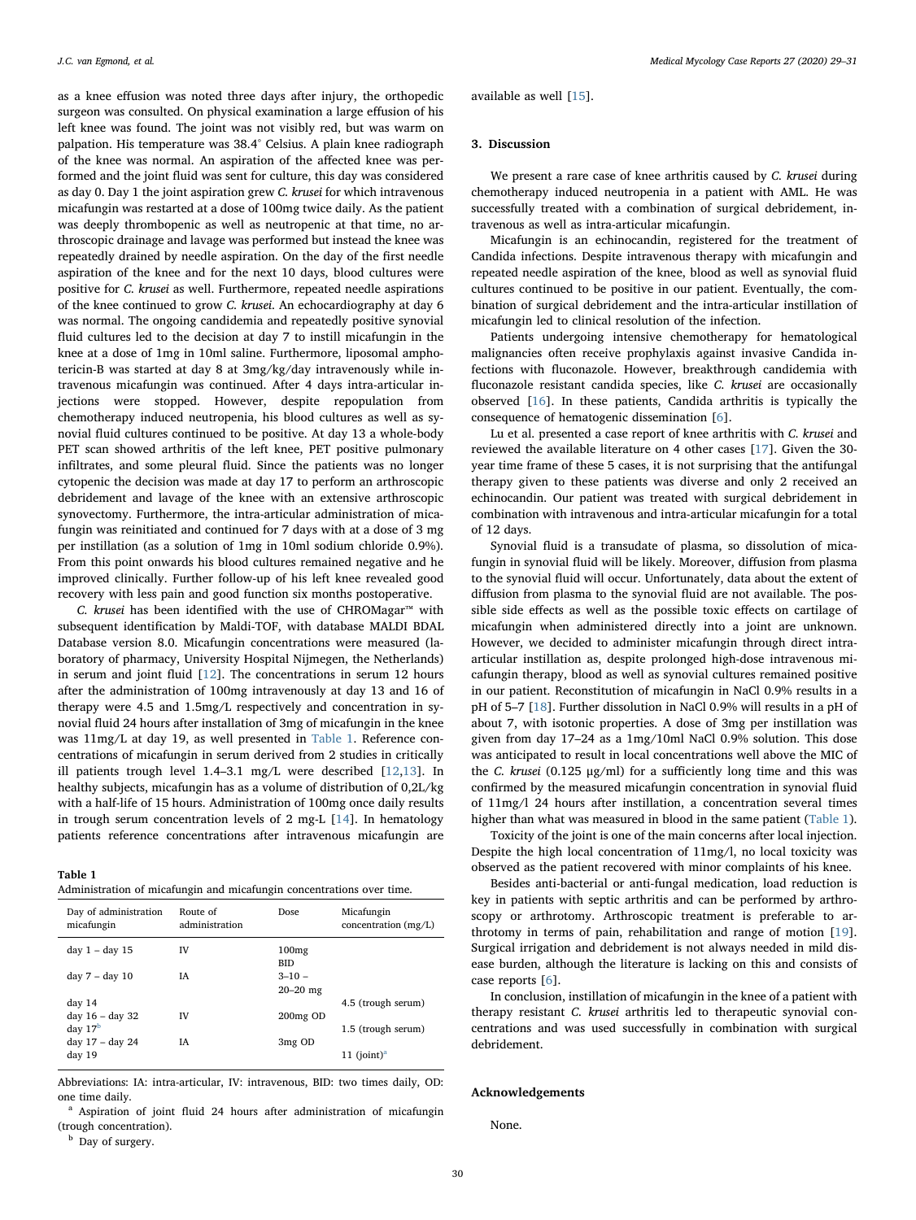as a knee effusion was noted three days after injury, the orthopedic surgeon was consulted. On physical examination a large effusion of his left knee was found. The joint was not visibly red, but was warm on palpation. His temperature was 38.4° Celsius. A plain knee radiograph of the knee was normal. An aspiration of the affected knee was performed and the joint fluid was sent for culture, this day was considered as day 0. Day 1 the joint aspiration grew *C. krusei* for which intravenous micafungin was restarted at a dose of 100mg twice daily. As the patient was deeply thrombopenic as well as neutropenic at that time, no arthroscopic drainage and lavage was performed but instead the knee was repeatedly drained by needle aspiration. On the day of the first needle aspiration of the knee and for the next 10 days, blood cultures were positive for *C. krusei* as well. Furthermore, repeated needle aspirations of the knee continued to grow *C. krusei*. An echocardiography at day 6 was normal. The ongoing candidemia and repeatedly positive synovial fluid cultures led to the decision at day 7 to instill micafungin in the knee at a dose of 1mg in 10ml saline. Furthermore, liposomal amphotericin-B was started at day 8 at 3mg/kg/day intravenously while intravenous micafungin was continued. After 4 days intra-articular injections were stopped. However, despite repopulation from chemotherapy induced neutropenia, his blood cultures as well as synovial fluid cultures continued to be positive. At day 13 a whole-body PET scan showed arthritis of the left knee, PET positive pulmonary infiltrates, and some pleural fluid. Since the patients was no longer cytopenic the decision was made at day 17 to perform an arthroscopic debridement and lavage of the knee with an extensive arthroscopic synovectomy. Furthermore, the intra-articular administration of micafungin was reinitiated and continued for 7 days with at a dose of 3 mg per instillation (as a solution of 1mg in 10ml sodium chloride 0.9%). From this point onwards his blood cultures remained negative and he improved clinically. Further follow-up of his left knee revealed good recovery with less pain and good function six months postoperative.

*C. krusei* has been identified with the use of CHROMagar™ with subsequent identification by Maldi-TOF, with database MALDI BDAL Database version 8.0. Micafungin concentrations were measured (laboratory of pharmacy, University Hospital Nijmegen, the Netherlands) in serum and joint fluid [12]. The concentrations in serum 12 hours after the administration of 100mg intravenously at day 13 and 16 of therapy were 4.5 and 1.5mg/L respectively and concentration in synovial fluid 24 hours after installation of 3mg of micafungin in the knee was 11mg/L at day 19, as well presented in Table 1. Reference concentrations of micafungin in serum derived from 2 studies in critically ill patients trough level 1.4–3.1 mg/L were described [12,13]. In healthy subjects, micafungin has as a volume of distribution of 0,2L/kg with a half-life of 15 hours. Administration of 100mg once daily results in trough serum concentration levels of 2 mg-L [14]. In hematology patients reference concentrations after intravenous micafungin are available as well [15].

**Table 1**
Administration of micafungin and micafungin concentrations over time.

| Day of administration micafungin | Route of administration | Dose | Micafungin concentration (mg/L) |
|---|---|---|---|
| day 1 – day 15 | IV | 100mg BID | |
| day 7 – day 10 | IA | 3–10 – 20–20 mg | |
| day 14 | | | 4.5 (trough serum) |
| day 16 – day 32 | IV | 200mg OD | |
| day 17[b] | | | 1.5 (trough serum) |
| day 17 – day 24 | IA | 3mg OD | |
| day 19 | | | 11 (joint)[a] |

Abbreviations: IA: intra-articular, IV: intravenous, BID: two times daily, OD: one time daily.

[a] Aspiration of joint fluid 24 hours after administration of micafungin (trough concentration).

[b] Day of surgery.

## 3. Discussion

We present a rare case of knee arthritis caused by *C. krusei* during chemotherapy induced neutropenia in a patient with AML. He was successfully treated with a combination of surgical debridement, intravenous as well as intra-articular micafungin.

Micafungin is an echinocandin, registered for the treatment of Candida infections. Despite intravenous therapy with micafungin and repeated needle aspiration of the knee, blood as well as synovial fluid cultures continued to be positive in our patient. Eventually, the combination of surgical debridement and the intra-articular instillation of micafungin led to clinical resolution of the infection.

Patients undergoing intensive chemotherapy for hematological malignancies often receive prophylaxis against invasive Candida infections with fluconazole. However, breakthrough candidemia with fluconazole resistant candida species, like *C. krusei* are occasionally observed [16]. In these patients, Candida arthritis is typically the consequence of hematogenic dissemination [6].

Lu et al. presented a case report of knee arthritis with *C. krusei* and reviewed the available literature on 4 other cases [17]. Given the 30-year time frame of these 5 cases, it is not surprising that the antifungal therapy given to these patients was diverse and only 2 received an echinocandin. Our patient was treated with surgical debridement in combination with intravenous and intra-articular micafungin for a total of 12 days.

Synovial fluid is a transudate of plasma, so dissolution of micafungin in synovial fluid will be likely. Moreover, diffusion from plasma to the synovial fluid will occur. Unfortunately, data about the extent of diffusion from plasma to the synovial fluid are not available. The possible side effects as well as the possible toxic effects on cartilage of micafungin when administered directly into a joint are unknown. However, we decided to administer micafungin through direct intra-articular instillation as, despite prolonged high-dose intravenous micafungin therapy, blood as well as synovial cultures remained positive in our patient. Reconstitution of micafungin in NaCl 0.9% results in a pH of 5–7 [18]. Further dissolution in NaCl 0.9% will results in a pH of about 7, with isotonic properties. A dose of 3mg per instillation was given from day 17–24 as a 1mg/10ml NaCl 0.9% solution. This dose was anticipated to result in local concentrations well above the MIC of the *C. krusei* (0.125 μg/ml) for a sufficiently long time and this was confirmed by the measured micafungin concentration in synovial fluid of 11mg/l 24 hours after instillation, a concentration several times higher than what was measured in blood in the same patient (Table 1).

Toxicity of the joint is one of the main concerns after local injection. Despite the high local concentration of 11mg/l, no local toxicity was observed as the patient recovered with minor complaints of his knee.

Besides anti-bacterial or anti-fungal medication, load reduction is key in patients with septic arthritis and can be performed by arthroscopy or arthrotomy. Arthroscopic treatment is preferable to arthrotomy in terms of pain, rehabilitation and range of motion [19]. Surgical irrigation and debridement is not always needed in mild disease burden, although the literature is lacking on this and consists of case reports [6].

In conclusion, instillation of micafungin in the knee of a patient with therapy resistant *C. krusei* arthritis led to therapeutic synovial concentrations and was used successfully in combination with surgical debridement.

## Acknowledgements

None.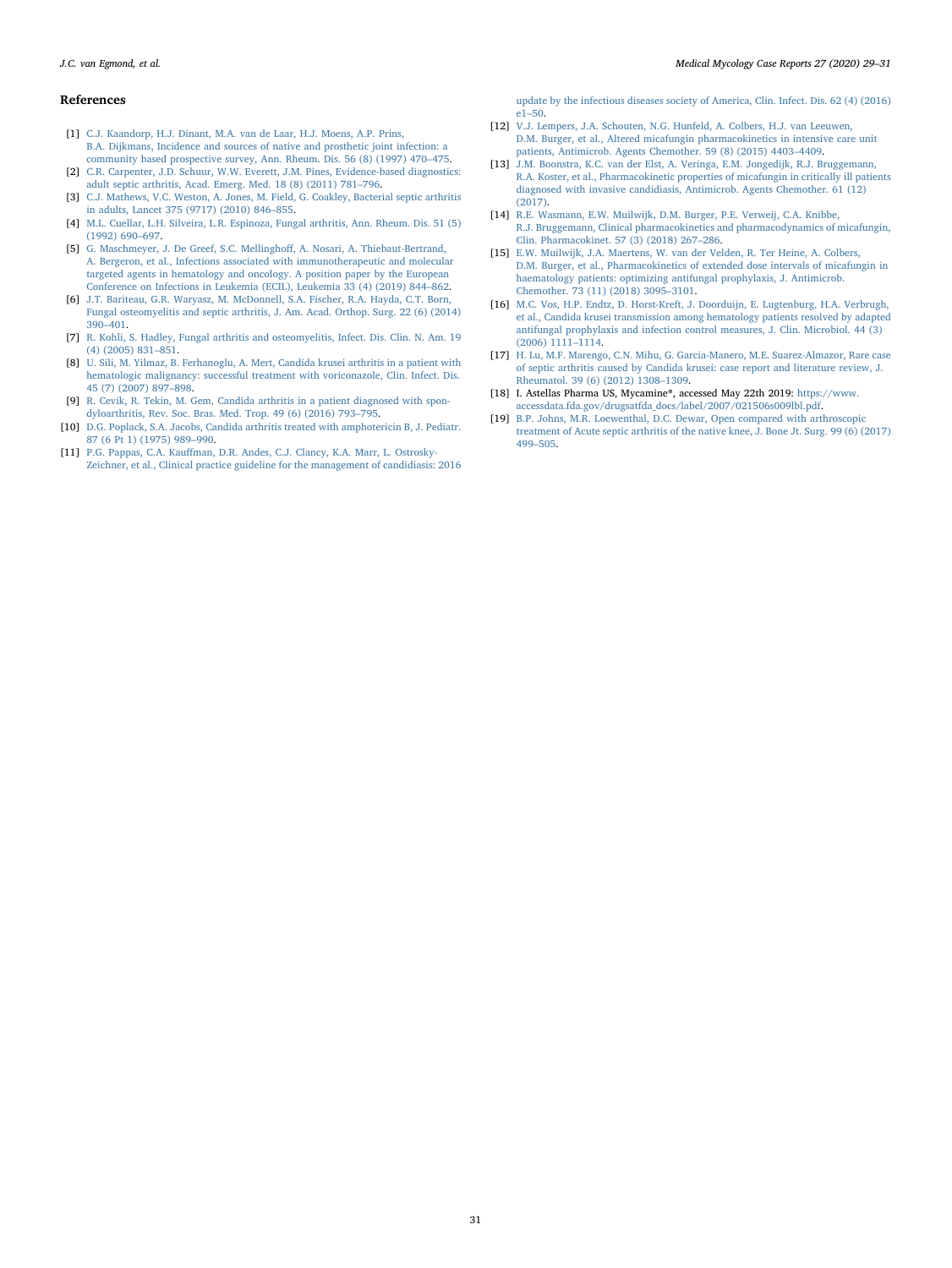## References

[1] C.J. Kaandorp, H.J. Dinant, M.A. van de Laar, H.J. Moens, A.P. Prins, B.A. Dijkmans, Incidence and sources of native and prosthetic joint infection: a community based prospective survey, Ann. Rheum. Dis. 56 (8) (1997) 470–475.

[2] C.R. Carpenter, J.D. Schuur, W.W. Everett, J.M. Pines, Evidence-based diagnostics: adult septic arthritis, Acad. Emerg. Med. 18 (8) (2011) 781–796.

[3] C.J. Mathews, V.C. Weston, A. Jones, M. Field, G. Coakley, Bacterial septic arthritis in adults, Lancet 375 (9717) (2010) 846–855.

[4] M.L. Cuellar, L.H. Silveira, L.R. Espinoza, Fungal arthritis, Ann. Rheum. Dis. 51 (5) (1992) 690–697.

[5] G. Maschmeyer, J. De Greef, S.C. Mellinghoff, A. Nosari, A. Thiebaut-Bertrand, A. Bergeron, et al., Infections associated with immunotherapeutic and molecular targeted agents in hematology and oncology. A position paper by the European Conference on Infections in Leukemia (ECIL), Leukemia 33 (4) (2019) 844–862.

[6] J.T. Bariteau, G.R. Waryasz, M. McDonnell, S.A. Fischer, R.A. Hayda, C.T. Born, Fungal osteomyelitis and septic arthritis, J. Am. Acad. Orthop. Surg. 22 (6) (2014) 390–401.

[7] R. Kohli, S. Hadley, Fungal arthritis and osteomyelitis, Infect. Dis. Clin. N. Am. 19 (4) (2005) 831–851.

[8] U. Sili, M. Yilmaz, B. Ferhanoglu, A. Mert, Candida krusei arthritis in a patient with hematologic malignancy: successful treatment with voriconazole, Clin. Infect. Dis. 45 (7) (2007) 897–898.

[9] R. Cevik, R. Tekin, M. Gem, Candida arthritis in a patient diagnosed with spondyloarthritis, Rev. Soc. Bras. Med. Trop. 49 (6) (2016) 793–795.

[10] D.G. Poplack, S.A. Jacobs, Candida arthritis treated with amphotericin B, J. Pediatr. 87 (6 Pt 1) (1975) 989–990.

[11] P.G. Pappas, C.A. Kauffman, D.R. Andes, C.J. Clancy, K.A. Marr, L. Ostrosky-Zeichner, et al., Clinical practice guideline for the management of candidiasis: 2016 update by the infectious diseases society of America, Clin. Infect. Dis. 62 (4) (2016) e1–50.

[12] V.J. Lempers, J.A. Schouten, N.G. Hunfeld, A. Colbers, H.J. van Leeuwen, D.M. Burger, et al., Altered micafungin pharmacokinetics in intensive care unit patients, Antimicrob. Agents Chemother. 59 (8) (2015) 4403–4409.

[13] J.M. Boonstra, K.C. van der Elst, A. Veringa, E.M. Jongedijk, R.J. Bruggemann, R.A. Koster, et al., Pharmacokinetic properties of micafungin in critically ill patients diagnosed with invasive candidiasis, Antimicrob. Agents Chemother. 61 (12) (2017).

[14] R.E. Wasmann, E.W. Muilwijk, D.M. Burger, P.E. Verweij, C.A. Knibbe, R.J. Bruggemann, Clinical pharmacokinetics and pharmacodynamics of micafungin, Clin. Pharmacokinet. 57 (3) (2018) 267–286.

[15] E.W. Muilwijk, J.A. Maertens, W. van der Velden, R. Ter Heine, A. Colbers, D.M. Burger, et al., Pharmacokinetics of extended dose intervals of micafungin in haematology patients: optimizing antifungal prophylaxis, J. Antimicrob. Chemother. 73 (11) (2018) 3095–3101.

[16] M.C. Vos, H.P. Endtz, D. Horst-Kreft, J. Doorduijn, E. Lugtenburg, H.A. Verbrugh, et al., Candida krusei transmission among hematology patients resolved by adapted antifungal prophylaxis and infection control measures, J. Clin. Microbiol. 44 (3) (2006) 1111–1114.

[17] H. Lu, M.F. Marengo, C.N. Mihu, G. Garcia-Manero, M.E. Suarez-Almazor, Rare case of septic arthritis caused by Candida krusei: case report and literature review, J. Rheumatol. 39 (6) (2012) 1308–1309.

[18] I. Astellas Pharma US, Mycamine®, accessed May 22th 2019: https://www.accessdata.fda.gov/drugsatfda_docs/label/2007/021506s009lbl.pdf.

[19] B.P. Johns, M.R. Loewenthal, D.C. Dewar, Open compared with arthroscopic treatment of Acute septic arthritis of the native knee, J. Bone Jt. Surg. 99 (6) (2017) 499–505.